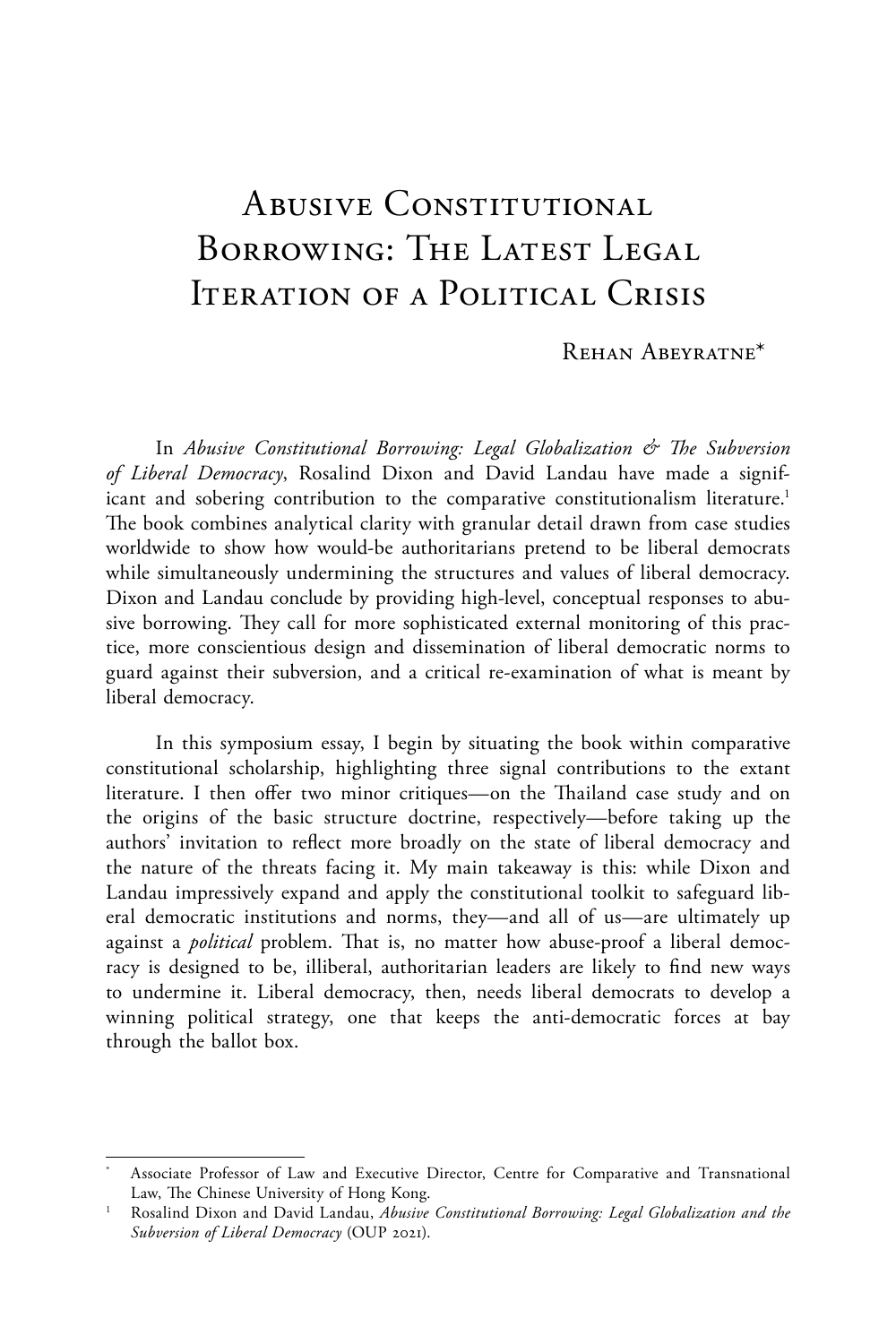# Abusive Constitutional Borrowing: The Latest Legal Iteration of a Political Crisis

Rehan Abeyratne*

In *Abusive Constitutional Borrowing: Legal Globalization & The Subversion of Liberal Democracy*, Rosalind Dixon and David Landau have made a significant and sobering contribution to the comparative constitutionalism literature.[1] The book combines analytical clarity with granular detail drawn from case studies worldwide to show how would-be authoritarians pretend to be liberal democrats while simultaneously undermining the structures and values of liberal democracy. Dixon and Landau conclude by providing high-level, conceptual responses to abusive borrowing. They call for more sophisticated external monitoring of this practice, more conscientious design and dissemination of liberal democratic norms to guard against their subversion, and a critical re-examination of what is meant by liberal democracy.

In this symposium essay, I begin by situating the book within comparative constitutional scholarship, highlighting three signal contributions to the extant literature. I then offer two minor critiques—on the Thailand case study and on the origins of the basic structure doctrine, respectively—before taking up the authors' invitation to reflect more broadly on the state of liberal democracy and the nature of the threats facing it. My main takeaway is this: while Dixon and Landau impressively expand and apply the constitutional toolkit to safeguard liberal democratic institutions and norms, they—and all of us—are ultimately up against a *political* problem. That is, no matter how abuse-proof a liberal democracy is designed to be, illiberal, authoritarian leaders are likely to find new ways to undermine it. Liberal democracy, then, needs liberal democrats to develop a winning political strategy, one that keeps the anti-democratic forces at bay through the ballot box.

---

\* Associate Professor of Law and Executive Director, Centre for Comparative and Transnational Law, The Chinese University of Hong Kong.

[1] Rosalind Dixon and David Landau, *Abusive Constitutional Borrowing: Legal Globalization and the Subversion of Liberal Democracy* (OUP 2021).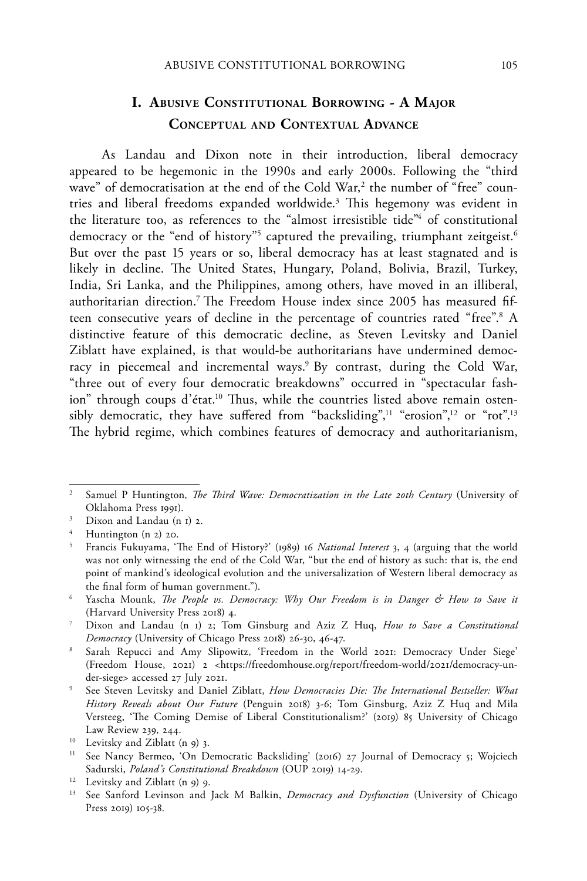## I. Abusive Constitutional Borrowing - A Major Conceptual and Contextual Advance

As Landau and Dixon note in their introduction, liberal democracy appeared to be hegemonic in the 1990s and early 2000s. Following the "third wave" of democratisation at the end of the Cold War,[2] the number of "free" countries and liberal freedoms expanded worldwide.[3] This hegemony was evident in the literature too, as references to the "almost irresistible tide"[4] of constitutional democracy or the "end of history"[5] captured the prevailing, triumphant zeitgeist.[6] But over the past 15 years or so, liberal democracy has at least stagnated and is likely in decline. The United States, Hungary, Poland, Bolivia, Brazil, Turkey, India, Sri Lanka, and the Philippines, among others, have moved in an illiberal, authoritarian direction.[7] The Freedom House index since 2005 has measured fifteen consecutive years of decline in the percentage of countries rated "free".[8] A distinctive feature of this democratic decline, as Steven Levitsky and Daniel Ziblatt have explained, is that would-be authoritarians have undermined democracy in piecemeal and incremental ways.[9] By contrast, during the Cold War, "three out of every four democratic breakdowns" occurred in "spectacular fashion" through coups d'état.[10] Thus, while the countries listed above remain ostensibly democratic, they have suffered from "backsliding",[11] "erosion",[12] or "rot".[13] The hybrid regime, which combines features of democracy and authoritarianism,

---

[2] Samuel P Huntington, *The Third Wave: Democratization in the Late 20th Century* (University of Oklahoma Press 1991).

[3] Dixon and Landau (n 1) 2.

[4] Huntington (n 2) 20.

[5] Francis Fukuyama, 'The End of History?' (1989) 16 *National Interest* 3, 4 (arguing that the world was not only witnessing the end of the Cold War, "but the end of history as such: that is, the end point of mankind's ideological evolution and the universalization of Western liberal democracy as the final form of human government.").

[6] Yascha Mounk, *The People vs. Democracy: Why Our Freedom is in Danger & How to Save it* (Harvard University Press 2018) 4.

[7] Dixon and Landau (n 1) 2; Tom Ginsburg and Aziz Z Huq, *How to Save a Constitutional Democracy* (University of Chicago Press 2018) 26-30, 46-47.

[8] Sarah Repucci and Amy Slipowitz, 'Freedom in the World 2021: Democracy Under Siege' (Freedom House, 2021) 2 <https://freedomhouse.org/report/freedom-world/2021/democracy-under-siege> accessed 27 July 2021.

[9] See Steven Levitsky and Daniel Ziblatt, *How Democracies Die: The International Bestseller: What History Reveals about Our Future* (Penguin 2018) 3-6; Tom Ginsburg, Aziz Z Huq and Mila Versteeg, 'The Coming Demise of Liberal Constitutionalism?' (2019) 85 University of Chicago Law Review 239, 244.

[10] Levitsky and Ziblatt (n 9) 3.

[11] See Nancy Bermeo, 'On Democratic Backsliding' (2016) 27 Journal of Democracy 5; Wojciech Sadurski, *Poland's Constitutional Breakdown* (OUP 2019) 14-29.

[12] Levitsky and Ziblatt (n 9) 9.

[13] See Sanford Levinson and Jack M Balkin, *Democracy and Dysfunction* (University of Chicago Press 2019) 105-38.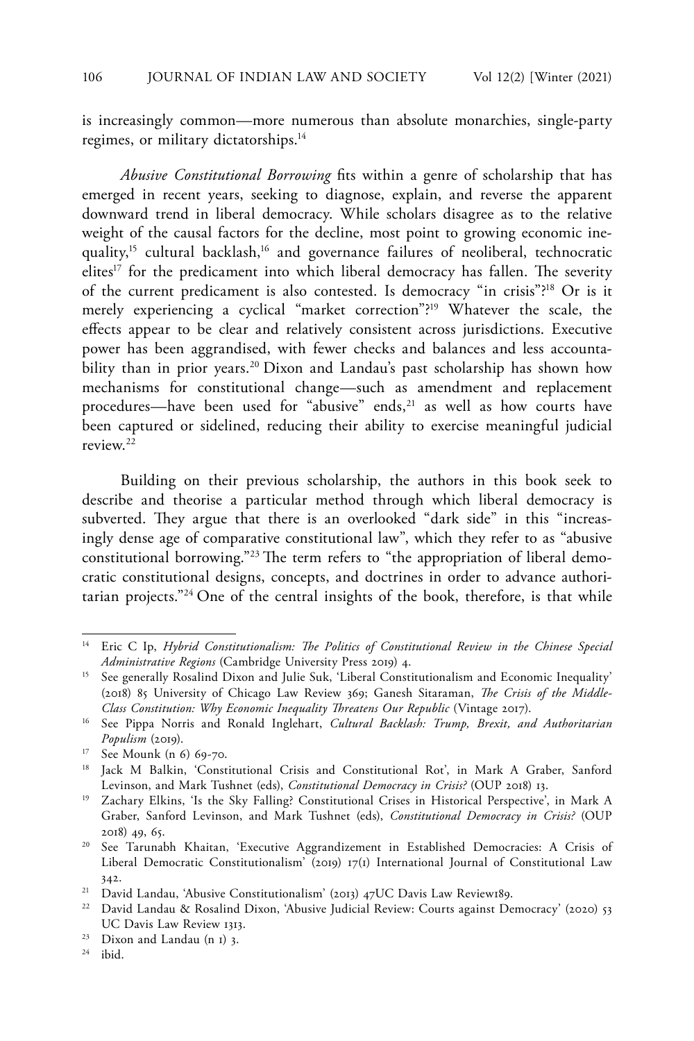is increasingly common—more numerous than absolute monarchies, single-party regimes, or military dictatorships.[14]

*Abusive Constitutional Borrowing* fits within a genre of scholarship that has emerged in recent years, seeking to diagnose, explain, and reverse the apparent downward trend in liberal democracy. While scholars disagree as to the relative weight of the causal factors for the decline, most point to growing economic inequality,[15] cultural backlash,[16] and governance failures of neoliberal, technocratic elites[17] for the predicament into which liberal democracy has fallen. The severity of the current predicament is also contested. Is democracy "in crisis"?[18] Or is it merely experiencing a cyclical "market correction"?[19] Whatever the scale, the effects appear to be clear and relatively consistent across jurisdictions. Executive power has been aggrandised, with fewer checks and balances and less accountability than in prior years.[20] Dixon and Landau's past scholarship has shown how mechanisms for constitutional change—such as amendment and replacement procedures—have been used for "abusive" ends,[21] as well as how courts have been captured or sidelined, reducing their ability to exercise meaningful judicial review.[22]

Building on their previous scholarship, the authors in this book seek to describe and theorise a particular method through which liberal democracy is subverted. They argue that there is an overlooked "dark side" in this "increasingly dense age of comparative constitutional law", which they refer to as "abusive constitutional borrowing."[23] The term refers to "the appropriation of liberal democratic constitutional designs, concepts, and doctrines in order to advance authoritarian projects."[24] One of the central insights of the book, therefore, is that while

---

[14] Eric C Ip, *Hybrid Constitutionalism: The Politics of Constitutional Review in the Chinese Special Administrative Regions* (Cambridge University Press 2019) 4.

[15] See generally Rosalind Dixon and Julie Suk, 'Liberal Constitutionalism and Economic Inequality' (2018) 85 University of Chicago Law Review 369; Ganesh Sitaraman, *The Crisis of the Middle-Class Constitution: Why Economic Inequality Threatens Our Republic* (Vintage 2017).

[16] See Pippa Norris and Ronald Inglehart, *Cultural Backlash: Trump, Brexit, and Authoritarian Populism* (2019).

[17] See Mounk (n 6) 69-70.

[18] Jack M Balkin, 'Constitutional Crisis and Constitutional Rot', in Mark A Graber, Sanford Levinson, and Mark Tushnet (eds), *Constitutional Democracy in Crisis?* (OUP 2018) 13.

[19] Zachary Elkins, 'Is the Sky Falling? Constitutional Crises in Historical Perspective', in Mark A Graber, Sanford Levinson, and Mark Tushnet (eds), *Constitutional Democracy in Crisis?* (OUP 2018) 49, 65.

[20] See Tarunabh Khaitan, 'Executive Aggrandizement in Established Democracies: A Crisis of Liberal Democratic Constitutionalism' (2019) 17(1) International Journal of Constitutional Law 342.

[21] David Landau, 'Abusive Constitutionalism' (2013) 47UC Davis Law Review189.

[22] David Landau & Rosalind Dixon, 'Abusive Judicial Review: Courts against Democracy' (2020) 53 UC Davis Law Review 1313.

[23] Dixon and Landau (n 1) 3.

[24] ibid.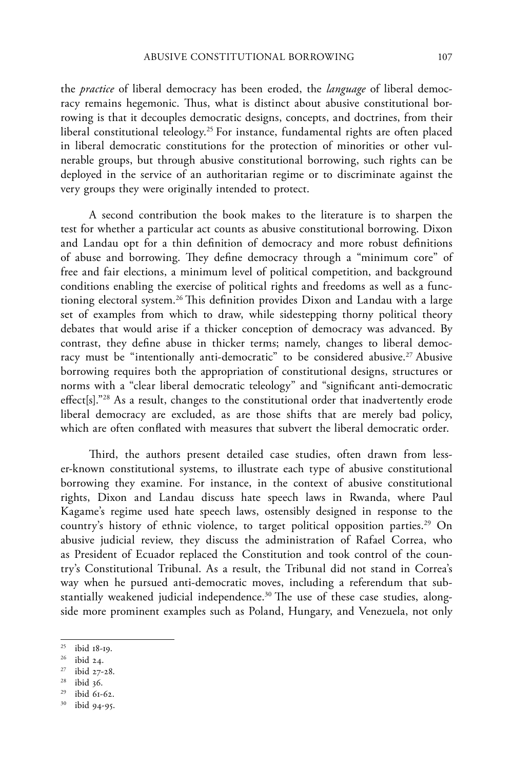the *practice* of liberal democracy has been eroded, the *language* of liberal democracy remains hegemonic. Thus, what is distinct about abusive constitutional borrowing is that it decouples democratic designs, concepts, and doctrines, from their liberal constitutional teleology.[25] For instance, fundamental rights are often placed in liberal democratic constitutions for the protection of minorities or other vulnerable groups, but through abusive constitutional borrowing, such rights can be deployed in the service of an authoritarian regime or to discriminate against the very groups they were originally intended to protect.

A second contribution the book makes to the literature is to sharpen the test for whether a particular act counts as abusive constitutional borrowing. Dixon and Landau opt for a thin definition of democracy and more robust definitions of abuse and borrowing. They define democracy through a "minimum core" of free and fair elections, a minimum level of political competition, and background conditions enabling the exercise of political rights and freedoms as well as a functioning electoral system.[26] This definition provides Dixon and Landau with a large set of examples from which to draw, while sidestepping thorny political theory debates that would arise if a thicker conception of democracy was advanced. By contrast, they define abuse in thicker terms; namely, changes to liberal democracy must be "intentionally anti-democratic" to be considered abusive.[27] Abusive borrowing requires both the appropriation of constitutional designs, structures or norms with a "clear liberal democratic teleology" and "significant anti-democratic effect[s]."[28] As a result, changes to the constitutional order that inadvertently erode liberal democracy are excluded, as are those shifts that are merely bad policy, which are often conflated with measures that subvert the liberal democratic order.

Third, the authors present detailed case studies, often drawn from lesser-known constitutional systems, to illustrate each type of abusive constitutional borrowing they examine. For instance, in the context of abusive constitutional rights, Dixon and Landau discuss hate speech laws in Rwanda, where Paul Kagame's regime used hate speech laws, ostensibly designed in response to the country's history of ethnic violence, to target political opposition parties.[29] On abusive judicial review, they discuss the administration of Rafael Correa, who as President of Ecuador replaced the Constitution and took control of the country's Constitutional Tribunal. As a result, the Tribunal did not stand in Correa's way when he pursued anti-democratic moves, including a referendum that substantially weakened judicial independence.[30] The use of these case studies, alongside more prominent examples such as Poland, Hungary, and Venezuela, not only

---

[25] ibid 18-19.

[26] ibid 24.

[27] ibid 27-28.

[28] ibid 36.

[29] ibid 61-62.

[30] ibid 94-95.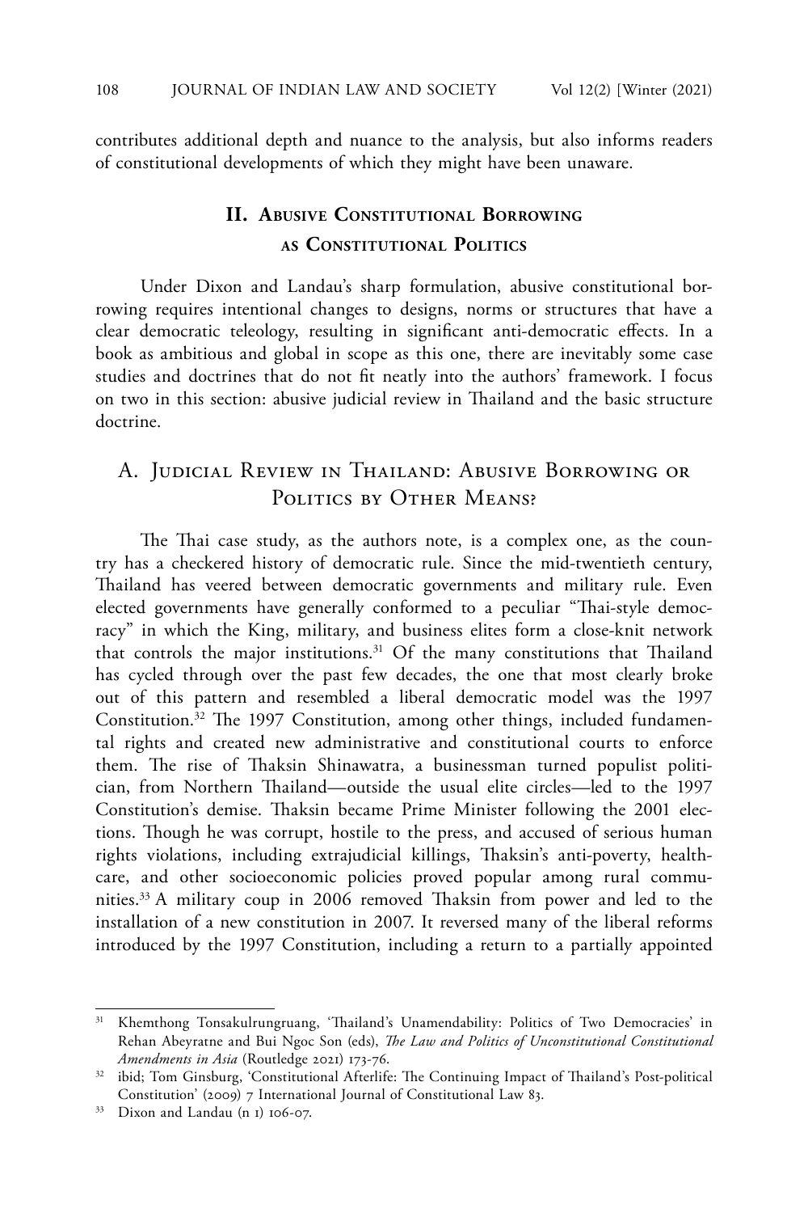contributes additional depth and nuance to the analysis, but also informs readers of constitutional developments of which they might have been unaware.

## II. Abusive Constitutional Borrowing as Constitutional Politics

Under Dixon and Landau's sharp formulation, abusive constitutional borrowing requires intentional changes to designs, norms or structures that have a clear democratic teleology, resulting in significant anti-democratic effects. In a book as ambitious and global in scope as this one, there are inevitably some case studies and doctrines that do not fit neatly into the authors' framework. I focus on two in this section: abusive judicial review in Thailand and the basic structure doctrine.

### A. Judicial Review in Thailand: Abusive Borrowing or Politics by Other Means?

The Thai case study, as the authors note, is a complex one, as the country has a checkered history of democratic rule. Since the mid-twentieth century, Thailand has veered between democratic governments and military rule. Even elected governments have generally conformed to a peculiar "Thai-style democracy" in which the King, military, and business elites form a close-knit network that controls the major institutions.[31] Of the many constitutions that Thailand has cycled through over the past few decades, the one that most clearly broke out of this pattern and resembled a liberal democratic model was the 1997 Constitution.[32] The 1997 Constitution, among other things, included fundamental rights and created new administrative and constitutional courts to enforce them. The rise of Thaksin Shinawatra, a businessman turned populist politician, from Northern Thailand—outside the usual elite circles—led to the 1997 Constitution's demise. Thaksin became Prime Minister following the 2001 elections. Though he was corrupt, hostile to the press, and accused of serious human rights violations, including extrajudicial killings, Thaksin's anti-poverty, healthcare, and other socioeconomic policies proved popular among rural communities.[33] A military coup in 2006 removed Thaksin from power and led to the installation of a new constitution in 2007. It reversed many of the liberal reforms introduced by the 1997 Constitution, including a return to a partially appointed

---

[31] Khemthong Tonsakulrungruang, 'Thailand's Unamendability: Politics of Two Democracies' in Rehan Abeyratne and Bui Ngoc Son (eds), *The Law and Politics of Unconstitutional Constitutional Amendments in Asia* (Routledge 2021) 173-76.

[32] ibid; Tom Ginsburg, 'Constitutional Afterlife: The Continuing Impact of Thailand's Post-political Constitution' (2009) 7 International Journal of Constitutional Law 83.

[33] Dixon and Landau (n 1) 106-07.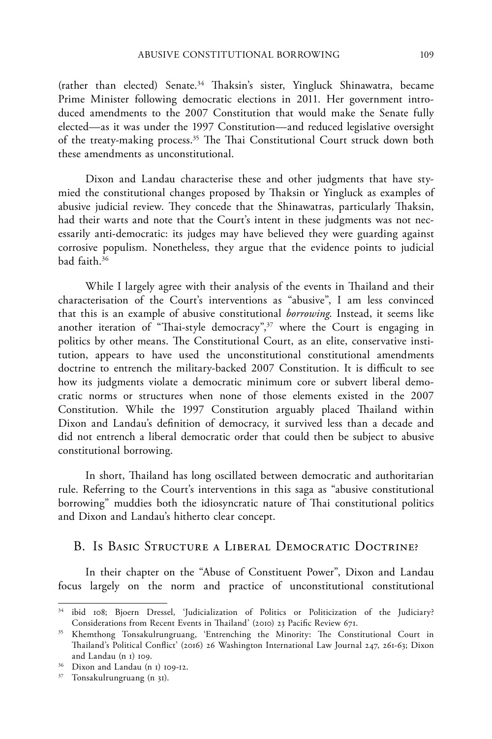(rather than elected) Senate.[34] Thaksin's sister, Yingluck Shinawatra, became Prime Minister following democratic elections in 2011. Her government introduced amendments to the 2007 Constitution that would make the Senate fully elected—as it was under the 1997 Constitution—and reduced legislative oversight of the treaty-making process.[35] The Thai Constitutional Court struck down both these amendments as unconstitutional.

Dixon and Landau characterise these and other judgments that have stymied the constitutional changes proposed by Thaksin or Yingluck as examples of abusive judicial review. They concede that the Shinawatras, particularly Thaksin, had their warts and note that the Court's intent in these judgments was not necessarily anti-democratic: its judges may have believed they were guarding against corrosive populism. Nonetheless, they argue that the evidence points to judicial bad faith.[36]

While I largely agree with their analysis of the events in Thailand and their characterisation of the Court's interventions as "abusive", I am less convinced that this is an example of abusive constitutional *borrowing*. Instead, it seems like another iteration of "Thai-style democracy",[37] where the Court is engaging in politics by other means. The Constitutional Court, as an elite, conservative institution, appears to have used the unconstitutional constitutional amendments doctrine to entrench the military-backed 2007 Constitution. It is difficult to see how its judgments violate a democratic minimum core or subvert liberal democratic norms or structures when none of those elements existed in the 2007 Constitution. While the 1997 Constitution arguably placed Thailand within Dixon and Landau's definition of democracy, it survived less than a decade and did not entrench a liberal democratic order that could then be subject to abusive constitutional borrowing.

In short, Thailand has long oscillated between democratic and authoritarian rule. Referring to the Court's interventions in this saga as "abusive constitutional borrowing" muddies both the idiosyncratic nature of Thai constitutional politics and Dixon and Landau's hitherto clear concept.

## B. Is Basic Structure a Liberal Democratic Doctrine?

In their chapter on the "Abuse of Constituent Power", Dixon and Landau focus largely on the norm and practice of unconstitutional constitutional

---

[34] ibid 108; Bjoern Dressel, 'Judicialization of Politics or Politicization of the Judiciary? Considerations from Recent Events in Thailand' (2010) 23 Pacific Review 671.

[35] Khemthong Tonsakulrungruang, 'Entrenching the Minority: The Constitutional Court in Thailand's Political Conflict' (2016) 26 Washington International Law Journal 247, 261-63; Dixon and Landau (n 1) 109.

[36] Dixon and Landau (n 1) 109-12.

[37] Tonsakulrungruang (n 31).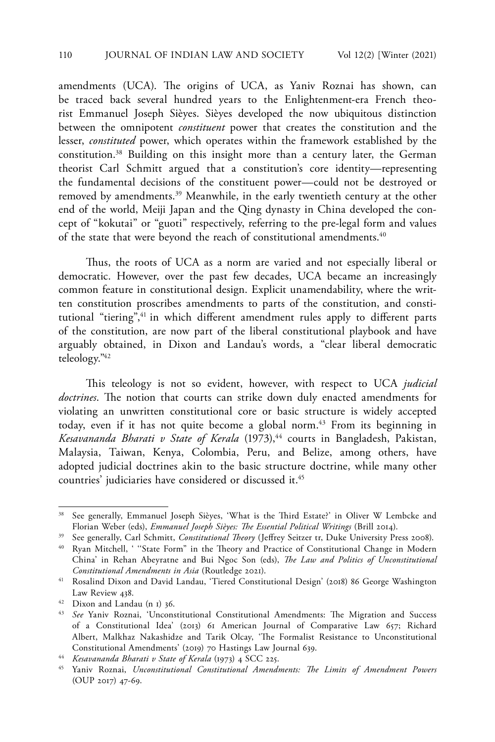amendments (UCA). The origins of UCA, as Yaniv Roznai has shown, can be traced back several hundred years to the Enlightenment-era French theorist Emmanuel Joseph Sièyes. Sièyes developed the now ubiquitous distinction between the omnipotent *constituent* power that creates the constitution and the lesser, *constituted* power, which operates within the framework established by the constitution.[38] Building on this insight more than a century later, the German theorist Carl Schmitt argued that a constitution's core identity—representing the fundamental decisions of the constituent power—could not be destroyed or removed by amendments.[39] Meanwhile, in the early twentieth century at the other end of the world, Meiji Japan and the Qing dynasty in China developed the concept of "kokutai" or "guoti" respectively, referring to the pre-legal form and values of the state that were beyond the reach of constitutional amendments.[40]

Thus, the roots of UCA as a norm are varied and not especially liberal or democratic. However, over the past few decades, UCA became an increasingly common feature in constitutional design. Explicit unamendability, where the written constitution proscribes amendments to parts of the constitution, and constitutional "tiering",[41] in which different amendment rules apply to different parts of the constitution, are now part of the liberal constitutional playbook and have arguably obtained, in Dixon and Landau's words, a "clear liberal democratic teleology."[42]

This teleology is not so evident, however, with respect to UCA *judicial doctrines*. The notion that courts can strike down duly enacted amendments for violating an unwritten constitutional core or basic structure is widely accepted today, even if it has not quite become a global norm.[43] From its beginning in *Kesavananda Bharati v State of Kerala* (1973),[44] courts in Bangladesh, Pakistan, Malaysia, Taiwan, Kenya, Colombia, Peru, and Belize, among others, have adopted judicial doctrines akin to the basic structure doctrine, while many other countries' judiciaries have considered or discussed it.[45]

---

[38] See generally, Emmanuel Joseph Sièyes, 'What is the Third Estate?' in Oliver W Lembcke and Florian Weber (eds), *Emmanuel Joseph Sièyes: The Essential Political Writings* (Brill 2014).

[39] See generally, Carl Schmitt, *Constitutional Theory* (Jeffrey Seitzer tr, Duke University Press 2008).

[40] Ryan Mitchell, ' "State Form" in the Theory and Practice of Constitutional Change in Modern China' in Rehan Abeyratne and Bui Ngoc Son (eds), *The Law and Politics of Unconstitutional Constitutional Amendments in Asia* (Routledge 2021).

[41] Rosalind Dixon and David Landau, 'Tiered Constitutional Design' (2018) 86 George Washington Law Review 438.

[42] Dixon and Landau (n 1) 36.

[43] *See* Yaniv Roznai, 'Unconstitutional Constitutional Amendments: The Migration and Success of a Constitutional Idea' (2013) 61 American Journal of Comparative Law 657; Richard Albert, Malkhaz Nakashidze and Tarik Olcay, 'The Formalist Resistance to Unconstitutional Constitutional Amendments' (2019) 70 Hastings Law Journal 639.

[44] *Kesavananda Bharati v State of Kerala* (1973) 4 SCC 225.

[45] Yaniv Roznai, *Unconstitutional Constitutional Amendments: The Limits of Amendment Powers* (OUP 2017) 47-69.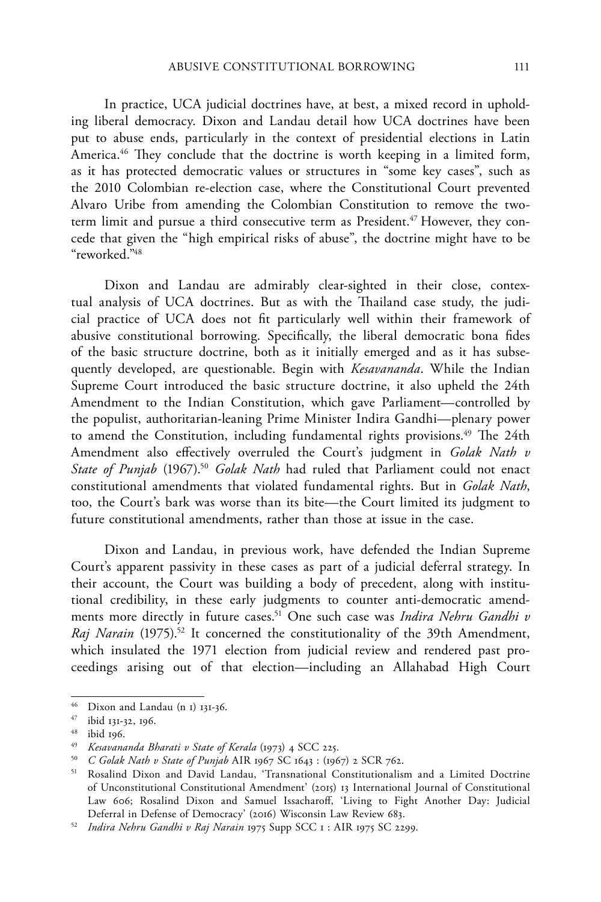In practice, UCA judicial doctrines have, at best, a mixed record in upholding liberal democracy. Dixon and Landau detail how UCA doctrines have been put to abuse ends, particularly in the context of presidential elections in Latin America.[46] They conclude that the doctrine is worth keeping in a limited form, as it has protected democratic values or structures in "some key cases", such as the 2010 Colombian re-election case, where the Constitutional Court prevented Alvaro Uribe from amending the Colombian Constitution to remove the two-term limit and pursue a third consecutive term as President.[47] However, they concede that given the "high empirical risks of abuse", the doctrine might have to be "reworked."[48]

Dixon and Landau are admirably clear-sighted in their close, contextual analysis of UCA doctrines. But as with the Thailand case study, the judicial practice of UCA does not fit particularly well within their framework of abusive constitutional borrowing. Specifically, the liberal democratic bona fides of the basic structure doctrine, both as it initially emerged and as it has subsequently developed, are questionable. Begin with *Kesavananda*. While the Indian Supreme Court introduced the basic structure doctrine, it also upheld the 24th Amendment to the Indian Constitution, which gave Parliament—controlled by the populist, authoritarian-leaning Prime Minister Indira Gandhi—plenary power to amend the Constitution, including fundamental rights provisions.[49] The 24th Amendment also effectively overruled the Court's judgment in *Golak Nath v State of Punjab* (1967).[50] *Golak Nath* had ruled that Parliament could not enact constitutional amendments that violated fundamental rights. But in *Golak Nath*, too, the Court's bark was worse than its bite—the Court limited its judgment to future constitutional amendments, rather than those at issue in the case.

Dixon and Landau, in previous work, have defended the Indian Supreme Court's apparent passivity in these cases as part of a judicial deferral strategy. In their account, the Court was building a body of precedent, along with institutional credibility, in these early judgments to counter anti-democratic amendments more directly in future cases.[51] One such case was *Indira Nehru Gandhi v Raj Narain* (1975).[52] It concerned the constitutionality of the 39th Amendment, which insulated the 1971 election from judicial review and rendered past proceedings arising out of that election—including an Allahabad High Court

---

[46] Dixon and Landau (n 1) 131-36.

[47] ibid 131-32, 196.

[48] ibid 196.

[49] *Kesavananda Bharati v State of Kerala* (1973) 4 SCC 225.

[50] *C Golak Nath v State of Punjab* AIR 1967 SC 1643 : (1967) 2 SCR 762.

[51] Rosalind Dixon and David Landau, 'Transnational Constitutionalism and a Limited Doctrine of Unconstitutional Constitutional Amendment' (2015) 13 International Journal of Constitutional Law 606; Rosalind Dixon and Samuel Issacharoff, 'Living to Fight Another Day: Judicial Deferral in Defense of Democracy' (2016) Wisconsin Law Review 683.

[52] *Indira Nehru Gandhi v Raj Narain* 1975 Supp SCC 1 : AIR 1975 SC 2299.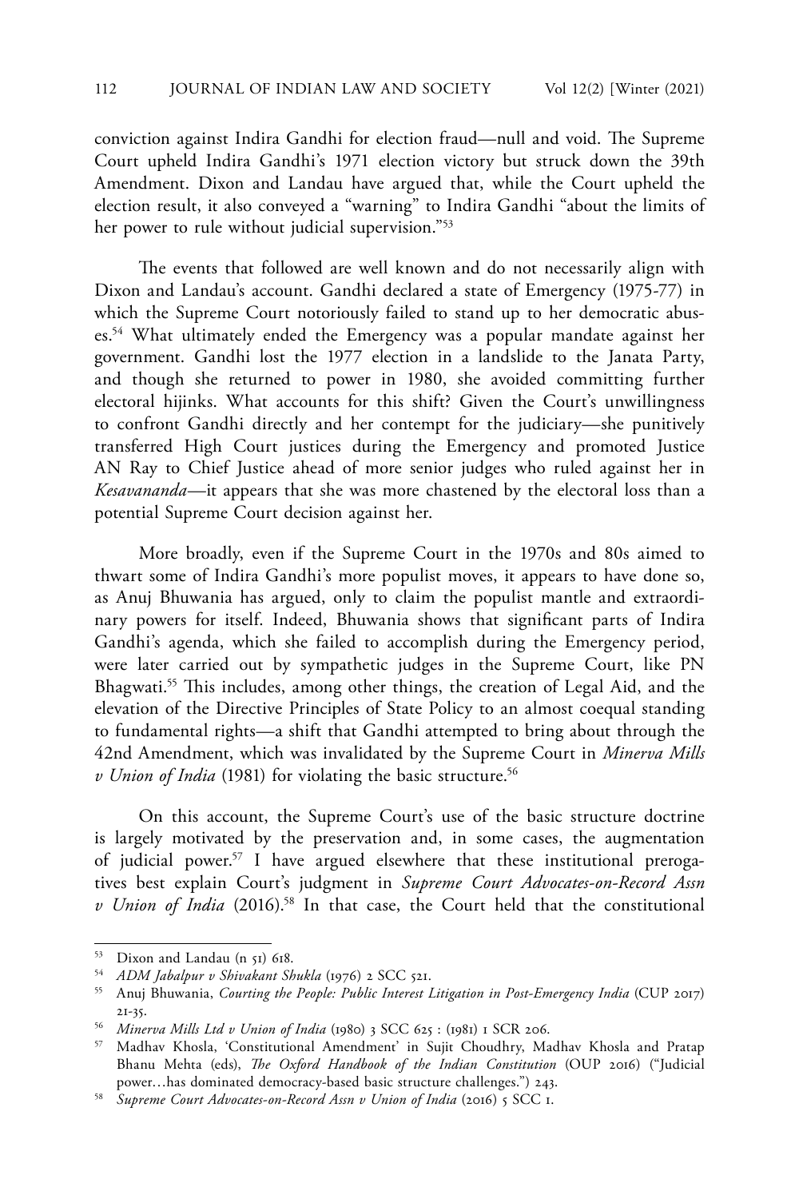conviction against Indira Gandhi for election fraud—null and void. The Supreme Court upheld Indira Gandhi's 1971 election victory but struck down the 39th Amendment. Dixon and Landau have argued that, while the Court upheld the election result, it also conveyed a "warning" to Indira Gandhi "about the limits of her power to rule without judicial supervision."[53]

The events that followed are well known and do not necessarily align with Dixon and Landau's account. Gandhi declared a state of Emergency (1975-77) in which the Supreme Court notoriously failed to stand up to her democratic abuses.[54] What ultimately ended the Emergency was a popular mandate against her government. Gandhi lost the 1977 election in a landslide to the Janata Party, and though she returned to power in 1980, she avoided committing further electoral hijinks. What accounts for this shift? Given the Court's unwillingness to confront Gandhi directly and her contempt for the judiciary—she punitively transferred High Court justices during the Emergency and promoted Justice AN Ray to Chief Justice ahead of more senior judges who ruled against her in *Kesavananda*—it appears that she was more chastened by the electoral loss than a potential Supreme Court decision against her.

More broadly, even if the Supreme Court in the 1970s and 80s aimed to thwart some of Indira Gandhi's more populist moves, it appears to have done so, as Anuj Bhuwania has argued, only to claim the populist mantle and extraordinary powers for itself. Indeed, Bhuwania shows that significant parts of Indira Gandhi's agenda, which she failed to accomplish during the Emergency period, were later carried out by sympathetic judges in the Supreme Court, like PN Bhagwati.[55] This includes, among other things, the creation of Legal Aid, and the elevation of the Directive Principles of State Policy to an almost coequal standing to fundamental rights—a shift that Gandhi attempted to bring about through the 42nd Amendment, which was invalidated by the Supreme Court in *Minerva Mills v Union of India* (1981) for violating the basic structure.[56]

On this account, the Supreme Court's use of the basic structure doctrine is largely motivated by the preservation and, in some cases, the augmentation of judicial power.[57] I have argued elsewhere that these institutional prerogatives best explain Court's judgment in *Supreme Court Advocates-on-Record Assn v Union of India* (2016).[58] In that case, the Court held that the constitutional

---

[53] Dixon and Landau (n 51) 618.

[54] *ADM Jabalpur v Shivakant Shukla* (1976) 2 SCC 521.

[55] Anuj Bhuwania, *Courting the People: Public Interest Litigation in Post-Emergency India* (CUP 2017) 21-35.

[56] *Minerva Mills Ltd v Union of India* (1980) 3 SCC 625 : (1981) 1 SCR 206.

[57] Madhav Khosla, 'Constitutional Amendment' in Sujit Choudhry, Madhav Khosla and Pratap Bhanu Mehta (eds), *The Oxford Handbook of the Indian Constitution* (OUP 2016) ("Judicial power…has dominated democracy-based basic structure challenges.") 243.

[58] *Supreme Court Advocates-on-Record Assn v Union of India* (2016) 5 SCC 1.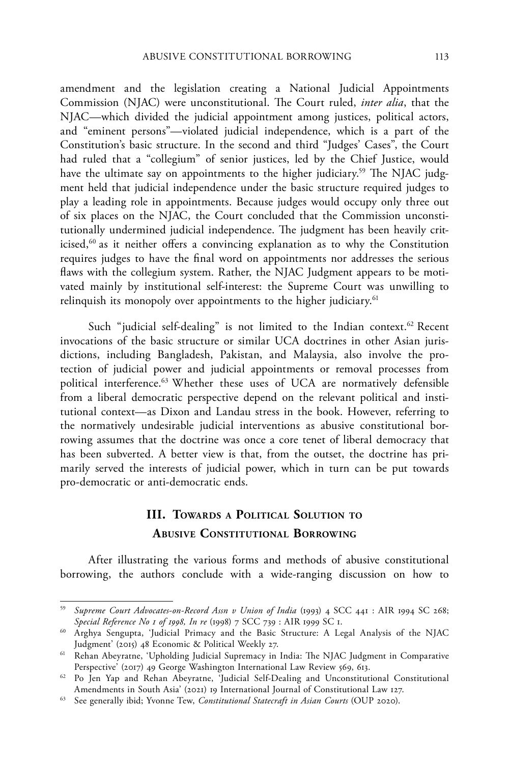amendment and the legislation creating a National Judicial Appointments Commission (NJAC) were unconstitutional. The Court ruled, *inter alia*, that the NJAC—which divided the judicial appointment among justices, political actors, and "eminent persons"—violated judicial independence, which is a part of the Constitution's basic structure. In the second and third "Judges' Cases", the Court had ruled that a "collegium" of senior justices, led by the Chief Justice, would have the ultimate say on appointments to the higher judiciary.[59] The NJAC judgment held that judicial independence under the basic structure required judges to play a leading role in appointments. Because judges would occupy only three out of six places on the NJAC, the Court concluded that the Commission unconstitutionally undermined judicial independence. The judgment has been heavily criticised,[60] as it neither offers a convincing explanation as to why the Constitution requires judges to have the final word on appointments nor addresses the serious flaws with the collegium system. Rather, the NJAC Judgment appears to be motivated mainly by institutional self-interest: the Supreme Court was unwilling to relinquish its monopoly over appointments to the higher judiciary.[61]

Such "judicial self-dealing" is not limited to the Indian context.[62] Recent invocations of the basic structure or similar UCA doctrines in other Asian jurisdictions, including Bangladesh, Pakistan, and Malaysia, also involve the protection of judicial power and judicial appointments or removal processes from political interference.[63] Whether these uses of UCA are normatively defensible from a liberal democratic perspective depend on the relevant political and institutional context—as Dixon and Landau stress in the book. However, referring to the normatively undesirable judicial interventions as abusive constitutional borrowing assumes that the doctrine was once a core tenet of liberal democracy that has been subverted. A better view is that, from the outset, the doctrine has primarily served the interests of judicial power, which in turn can be put towards pro-democratic or anti-democratic ends.

## III. Towards a Political Solution to Abusive Constitutional Borrowing

After illustrating the various forms and methods of abusive constitutional borrowing, the authors conclude with a wide-ranging discussion on how to

---

[59] *Supreme Court Advocates-on-Record Assn v Union of India* (1993) 4 SCC 441 : AIR 1994 SC 268; *Special Reference No 1 of 1998, In re* (1998) 7 SCC 739 : AIR 1999 SC 1.

[60] Arghya Sengupta, 'Judicial Primacy and the Basic Structure: A Legal Analysis of the NJAC Judgment' (2015) 48 Economic & Political Weekly 27.

[61] Rehan Abeyratne, 'Upholding Judicial Supremacy in India: The NJAC Judgment in Comparative Perspective' (2017) 49 George Washington International Law Review 569, 613.

[62] Po Jen Yap and Rehan Abeyratne, 'Judicial Self-Dealing and Unconstitutional Constitutional Amendments in South Asia' (2021) 19 International Journal of Constitutional Law 127.

[63] See generally ibid; Yvonne Tew, *Constitutional Statecraft in Asian Courts* (OUP 2020).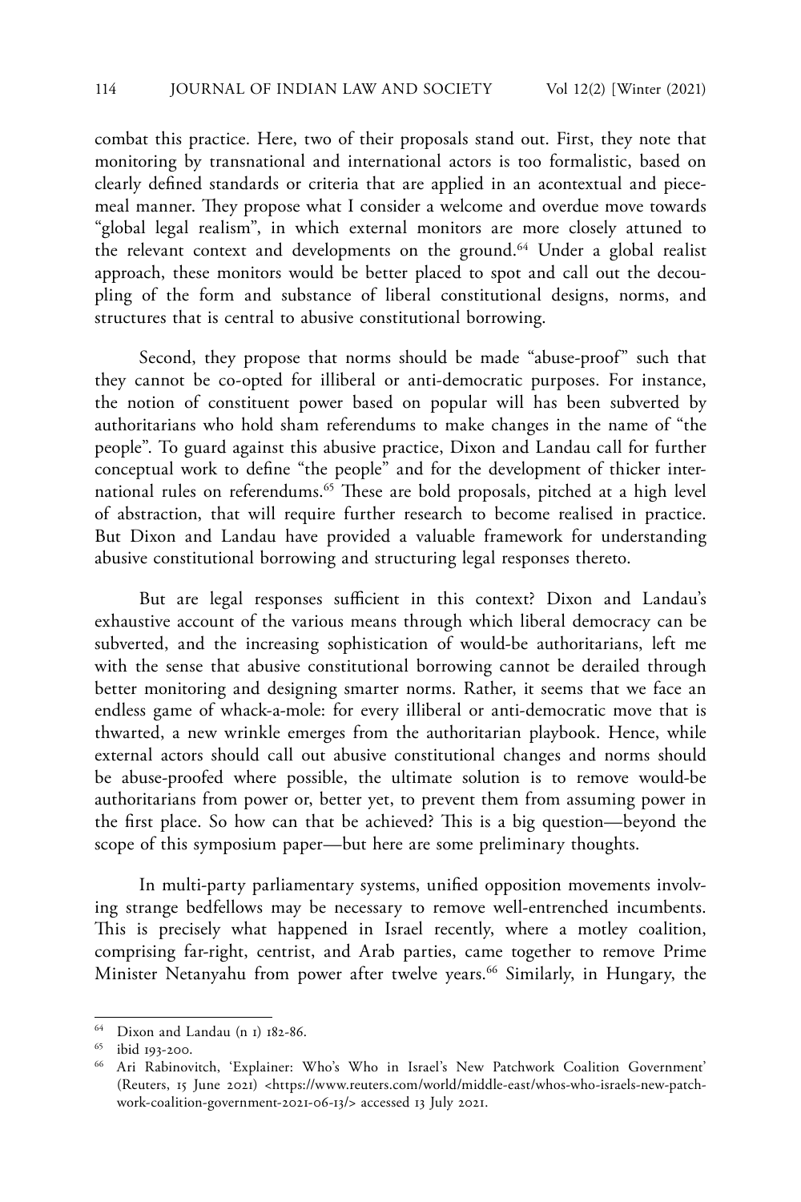combat this practice. Here, two of their proposals stand out. First, they note that monitoring by transnational and international actors is too formalistic, based on clearly defined standards or criteria that are applied in an acontextual and piecemeal manner. They propose what I consider a welcome and overdue move towards "global legal realism", in which external monitors are more closely attuned to the relevant context and developments on the ground.[64] Under a global realist approach, these monitors would be better placed to spot and call out the decoupling of the form and substance of liberal constitutional designs, norms, and structures that is central to abusive constitutional borrowing.

Second, they propose that norms should be made "abuse-proof" such that they cannot be co-opted for illiberal or anti-democratic purposes. For instance, the notion of constituent power based on popular will has been subverted by authoritarians who hold sham referendums to make changes in the name of "the people". To guard against this abusive practice, Dixon and Landau call for further conceptual work to define "the people" and for the development of thicker international rules on referendums.[65] These are bold proposals, pitched at a high level of abstraction, that will require further research to become realised in practice. But Dixon and Landau have provided a valuable framework for understanding abusive constitutional borrowing and structuring legal responses thereto.

But are legal responses sufficient in this context? Dixon and Landau's exhaustive account of the various means through which liberal democracy can be subverted, and the increasing sophistication of would-be authoritarians, left me with the sense that abusive constitutional borrowing cannot be derailed through better monitoring and designing smarter norms. Rather, it seems that we face an endless game of whack-a-mole: for every illiberal or anti-democratic move that is thwarted, a new wrinkle emerges from the authoritarian playbook. Hence, while external actors should call out abusive constitutional changes and norms should be abuse-proofed where possible, the ultimate solution is to remove would-be authoritarians from power or, better yet, to prevent them from assuming power in the first place. So how can that be achieved? This is a big question—beyond the scope of this symposium paper—but here are some preliminary thoughts.

In multi-party parliamentary systems, unified opposition movements involving strange bedfellows may be necessary to remove well-entrenched incumbents. This is precisely what happened in Israel recently, where a motley coalition, comprising far-right, centrist, and Arab parties, came together to remove Prime Minister Netanyahu from power after twelve years.[66] Similarly, in Hungary, the

---

[64] Dixon and Landau (n 1) 182-86.

[65] ibid 193-200.

[66] Ari Rabinovitch, 'Explainer: Who's Who in Israel's New Patchwork Coalition Government' (Reuters, 15 June 2021) <https://www.reuters.com/world/middle-east/whos-who-israels-new-patchwork-coalition-government-2021-06-13/> accessed 13 July 2021.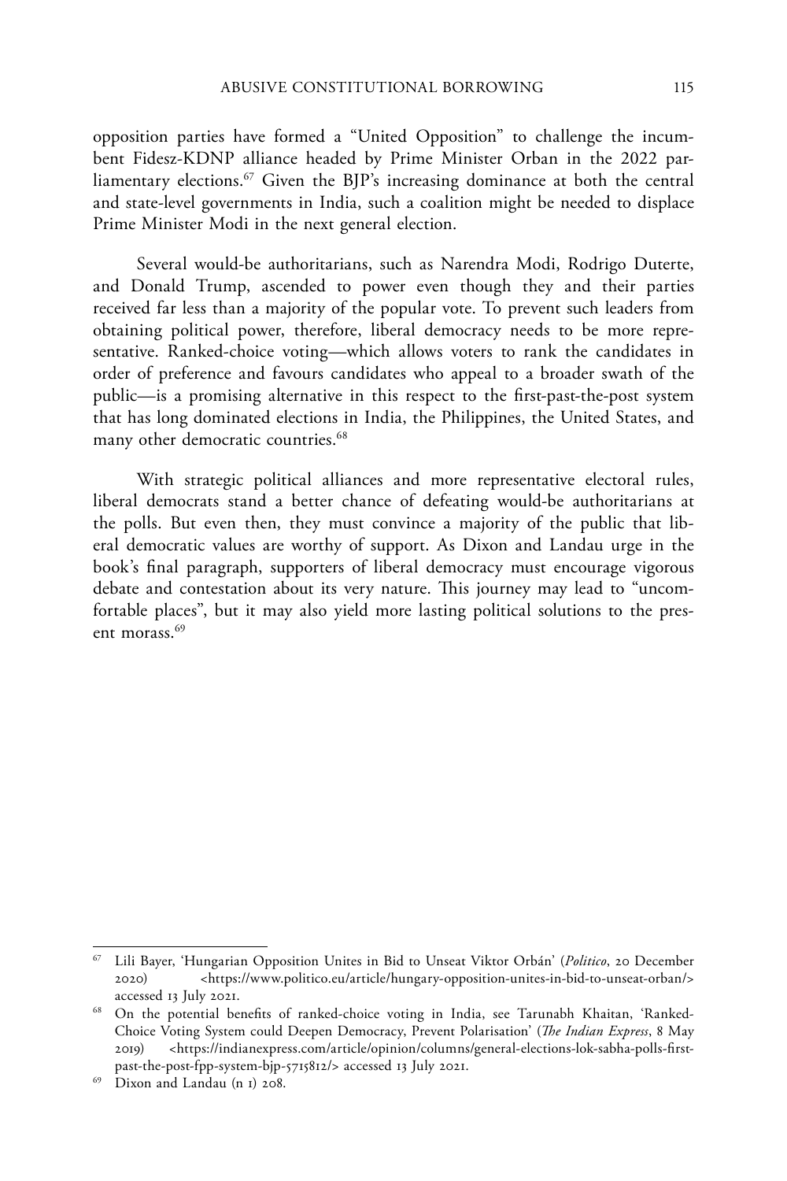opposition parties have formed a "United Opposition" to challenge the incumbent Fidesz-KDNP alliance headed by Prime Minister Orban in the 2022 parliamentary elections.[67] Given the BJP's increasing dominance at both the central and state-level governments in India, such a coalition might be needed to displace Prime Minister Modi in the next general election.

Several would-be authoritarians, such as Narendra Modi, Rodrigo Duterte, and Donald Trump, ascended to power even though they and their parties received far less than a majority of the popular vote. To prevent such leaders from obtaining political power, therefore, liberal democracy needs to be more representative. Ranked-choice voting—which allows voters to rank the candidates in order of preference and favours candidates who appeal to a broader swath of the public—is a promising alternative in this respect to the first-past-the-post system that has long dominated elections in India, the Philippines, the United States, and many other democratic countries.[68]

With strategic political alliances and more representative electoral rules, liberal democrats stand a better chance of defeating would-be authoritarians at the polls. But even then, they must convince a majority of the public that liberal democratic values are worthy of support. As Dixon and Landau urge in the book's final paragraph, supporters of liberal democracy must encourage vigorous debate and contestation about its very nature. This journey may lead to "uncomfortable places", but it may also yield more lasting political solutions to the present morass.[69]

---

[67] Lili Bayer, 'Hungarian Opposition Unites in Bid to Unseat Viktor Orbán' (*Politico*, 20 December 2020) <https://www.politico.eu/article/hungary-opposition-unites-in-bid-to-unseat-orban/> accessed 13 July 2021.

[68] On the potential benefits of ranked-choice voting in India, see Tarunabh Khaitan, 'Ranked-Choice Voting System could Deepen Democracy, Prevent Polarisation' (*The Indian Express*, 8 May 2019) <https://indianexpress.com/article/opinion/columns/general-elections-lok-sabha-polls-first-past-the-post-fpp-system-bjp-5715812/> accessed 13 July 2021.

[69] Dixon and Landau (n 1) 208.